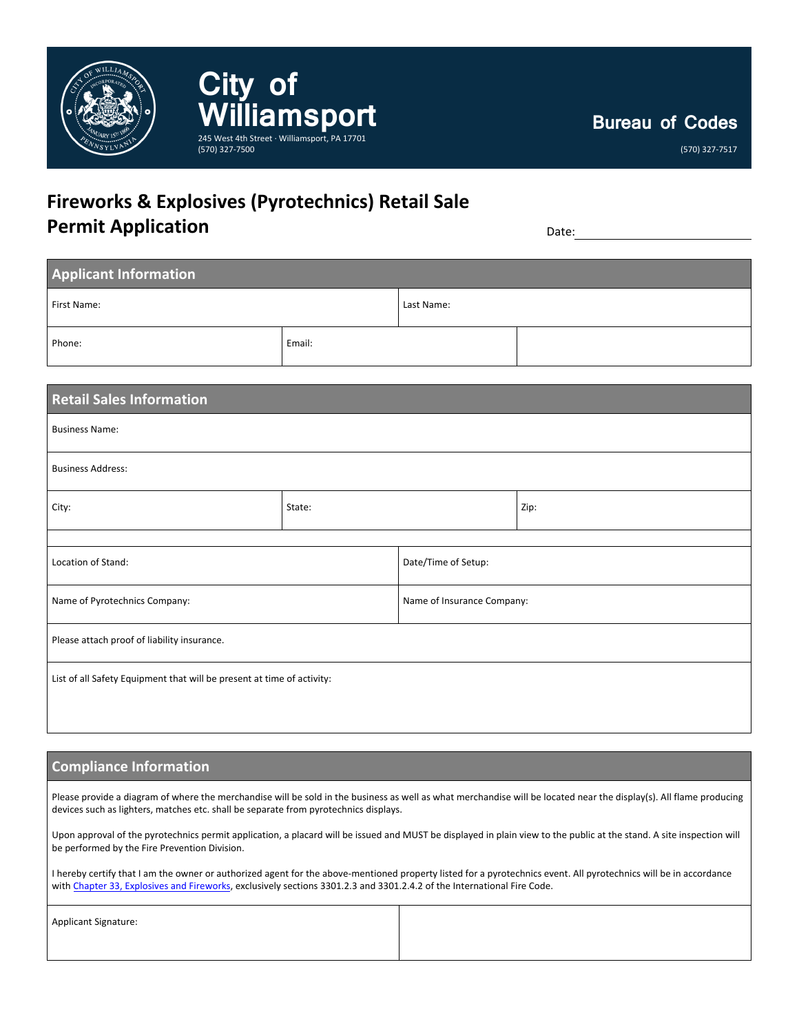# City of Williamsport

245 West 4th Street · Williamsport, PA 17701
(570) 327-7500

**Bureau of Codes**

(570) 327-7517

## Fireworks & Explosives (Pyrotechnics) Retail Sale Permit Application

Date: ______________________

### Applicant Information

| | | |
|---|---|---|
| First Name: | | Last Name: |
| Phone: | Email: | |

### Retail Sales Information

| | | |
|---|---|---|
| Business Name: | | |
| Business Address: | | |
| City: | State: | Zip: |
| | | |
| Location of Stand: | | Date/Time of Setup: |
| Name of Pyrotechnics Company: | | Name of Insurance Company: |
| Please attach proof of liability insurance. | | |
| List of all Safety Equipment that will be present at time of activity: | | |

### Compliance Information

Please provide a diagram of where the merchandise will be sold in the business as well as what merchandise will be located near the display(s). All flame producing devices such as lighters, matches etc. shall be separate from pyrotechnics displays.

Upon approval of the pyrotechnics permit application, a placard will be issued and MUST be displayed in plain view to the public at the stand. A site inspection will be performed by the Fire Prevention Division.

I hereby certify that I am the owner or authorized agent for the above-mentioned property listed for a pyrotechnics event. All pyrotechnics will be in accordance with Chapter 33, Explosives and Fireworks, exclusively sections 3301.2.3 and 3301.2.4.2 of the International Fire Code.

| | |
|---|---|
| Applicant Signature: | |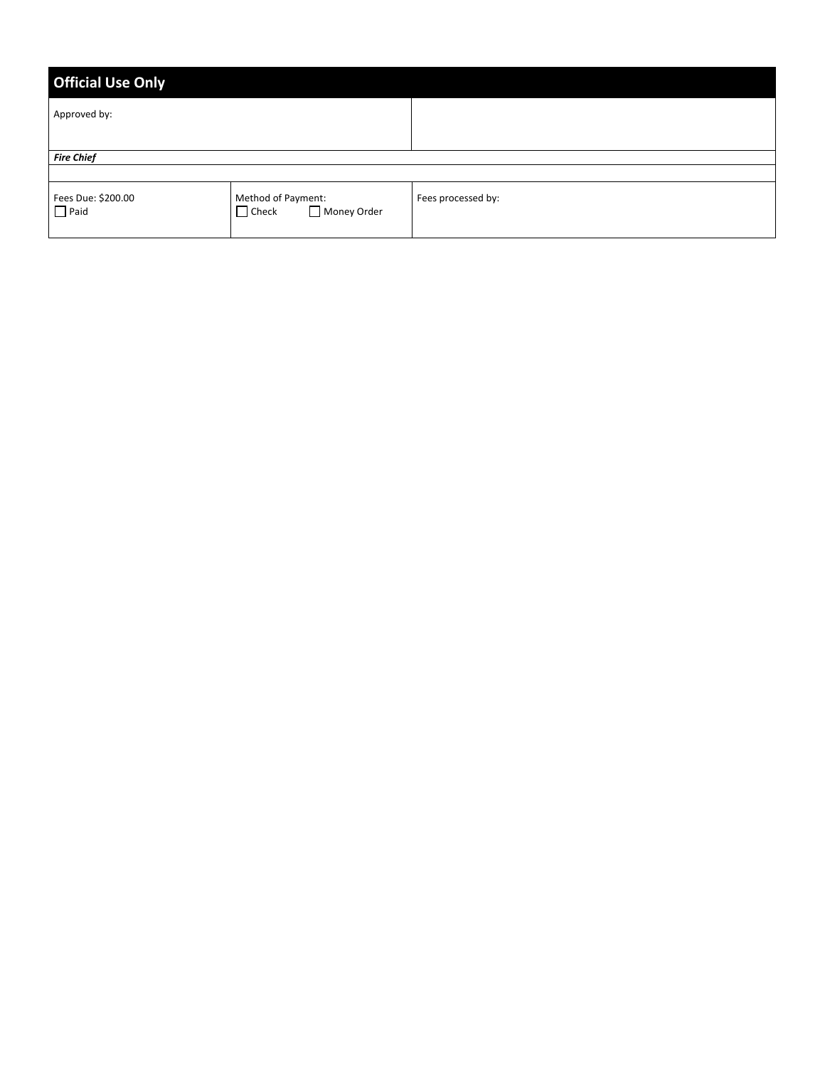## Official Use Only

| | | |
|---|---|---|
| Approved by: | | |
| ***Fire Chief*** | | |
| | | |
| Fees Due: $200.00<br>☐ Paid | Method of Payment:<br>☐ Check ☐ Money Order | Fees processed by: |